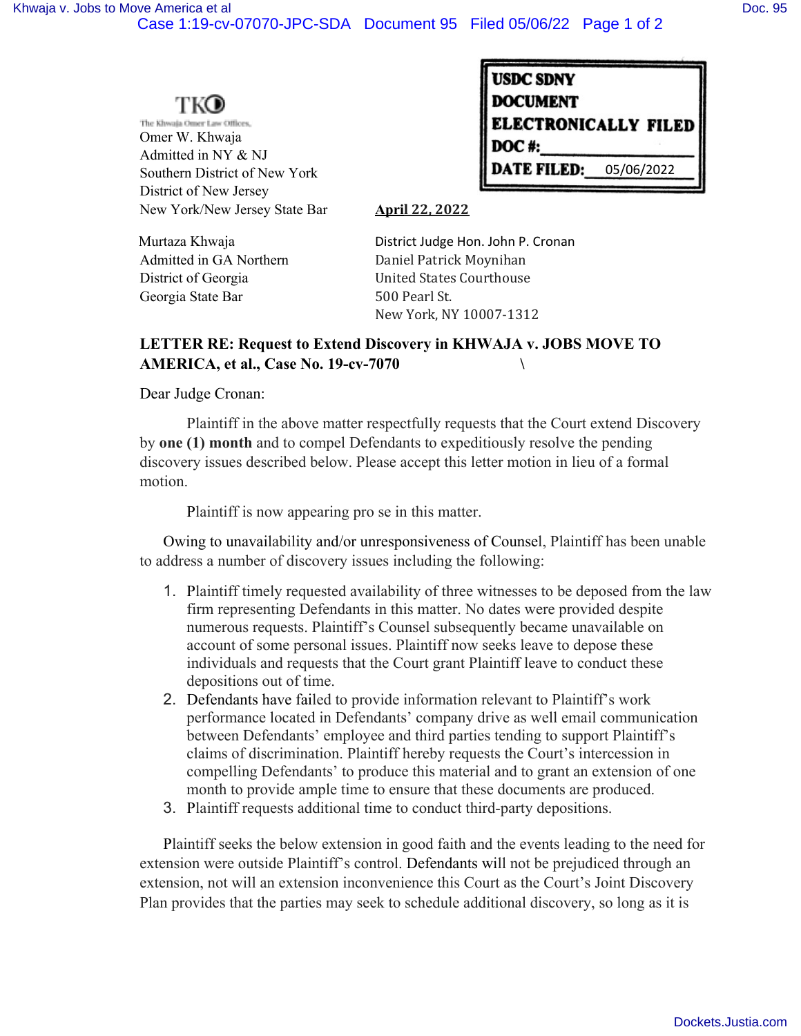TKO

The Khwaja Omer Law Offices.

Omer W. Khwaja
Admitted in NY & NJ
Southern District of New York
District of New Jersey
New York/New Jersey State Bar

Murtaza Khwaja
Admitted in GA Northern
District of Georgia
Georgia State Bar

USDC SDNY
DOCUMENT
ELECTRONICALLY FILED
DOC #:
DATE FILED: 05/06/2022

**April 22, 2022**

District Judge Hon. John P. Cronan
Daniel Patrick Moynihan
United States Courthouse
500 Pearl St.
New York, NY 10007-1312

**LETTER RE: Request to Extend Discovery in KHWAJA v. JOBS MOVE TO AMERICA, et al., Case No. 19-cv-7070**

Dear Judge Cronan:

Plaintiff in the above matter respectfully requests that the Court extend Discovery by **one (1) month** and to compel Defendants to expeditiously resolve the pending discovery issues described below. Please accept this letter motion in lieu of a formal motion.

Plaintiff is now appearing pro se in this matter.

Owing to unavailability and/or unresponsiveness of Counsel, Plaintiff has been unable to address a number of discovery issues including the following:

1. Plaintiff timely requested availability of three witnesses to be deposed from the law firm representing Defendants in this matter. No dates were provided despite numerous requests. Plaintiff's Counsel subsequently became unavailable on account of some personal issues. Plaintiff now seeks leave to depose these individuals and requests that the Court grant Plaintiff leave to conduct these depositions out of time.
2. Defendants have failed to provide information relevant to Plaintiff's work performance located in Defendants' company drive as well email communication between Defendants' employee and third parties tending to support Plaintiff's claims of discrimination. Plaintiff hereby requests the Court's intercession in compelling Defendants' to produce this material and to grant an extension of one month to provide ample time to ensure that these documents are produced.
3. Plaintiff requests additional time to conduct third-party depositions.

Plaintiff seeks the below extension in good faith and the events leading to the need for extension were outside Plaintiff's control. Defendants will not be prejudiced through an extension, not will an extension inconvenience this Court as the Court's Joint Discovery Plan provides that the parties may seek to schedule additional discovery, so long as it is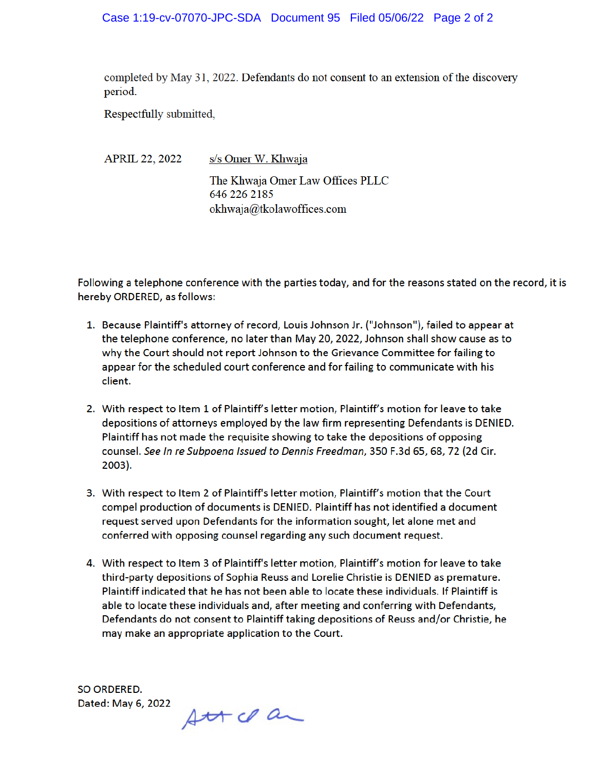completed by May 31, 2022. Defendants do not consent to an extension of the discovery period.

Respectfully submitted,

APRIL 22, 2022 &nbsp;&nbsp;&nbsp;&nbsp; s/s Omer W. Khwaja

The Khwaja Omer Law Offices PLLC
646 226 2185
okhwaja@tkolawoffices.com

Following a telephone conference with the parties today, and for the reasons stated on the record, it is hereby ORDERED, as follows:

1. Because Plaintiff's attorney of record, Louis Johnson Jr. ("Johnson"), failed to appear at the telephone conference, no later than May 20, 2022, Johnson shall show cause as to why the Court should not report Johnson to the Grievance Committee for failing to appear for the scheduled court conference and for failing to communicate with his client.

2. With respect to Item 1 of Plaintiff's letter motion, Plaintiff's motion for leave to take depositions of attorneys employed by the law firm representing Defendants is DENIED. Plaintiff has not made the requisite showing to take the depositions of opposing counsel. *See In re Subpoena Issued to Dennis Freedman*, 350 F.3d 65, 68, 72 (2d Cir. 2003).

3. With respect to Item 2 of Plaintiff's letter motion, Plaintiff's motion that the Court compel production of documents is DENIED. Plaintiff has not identified a document request served upon Defendants for the information sought, let alone met and conferred with opposing counsel regarding any such document request.

4. With respect to Item 3 of Plaintiff's letter motion, Plaintiff's motion for leave to take third-party depositions of Sophia Reuss and Lorelie Christie is DENIED as premature. Plaintiff indicated that he has not been able to locate these individuals. If Plaintiff is able to locate these individuals and, after meeting and conferring with Defendants, Defendants do not consent to Plaintiff taking depositions of Reuss and/or Christie, he may make an appropriate application to the Court.

SO ORDERED.
Dated: May 6, 2022